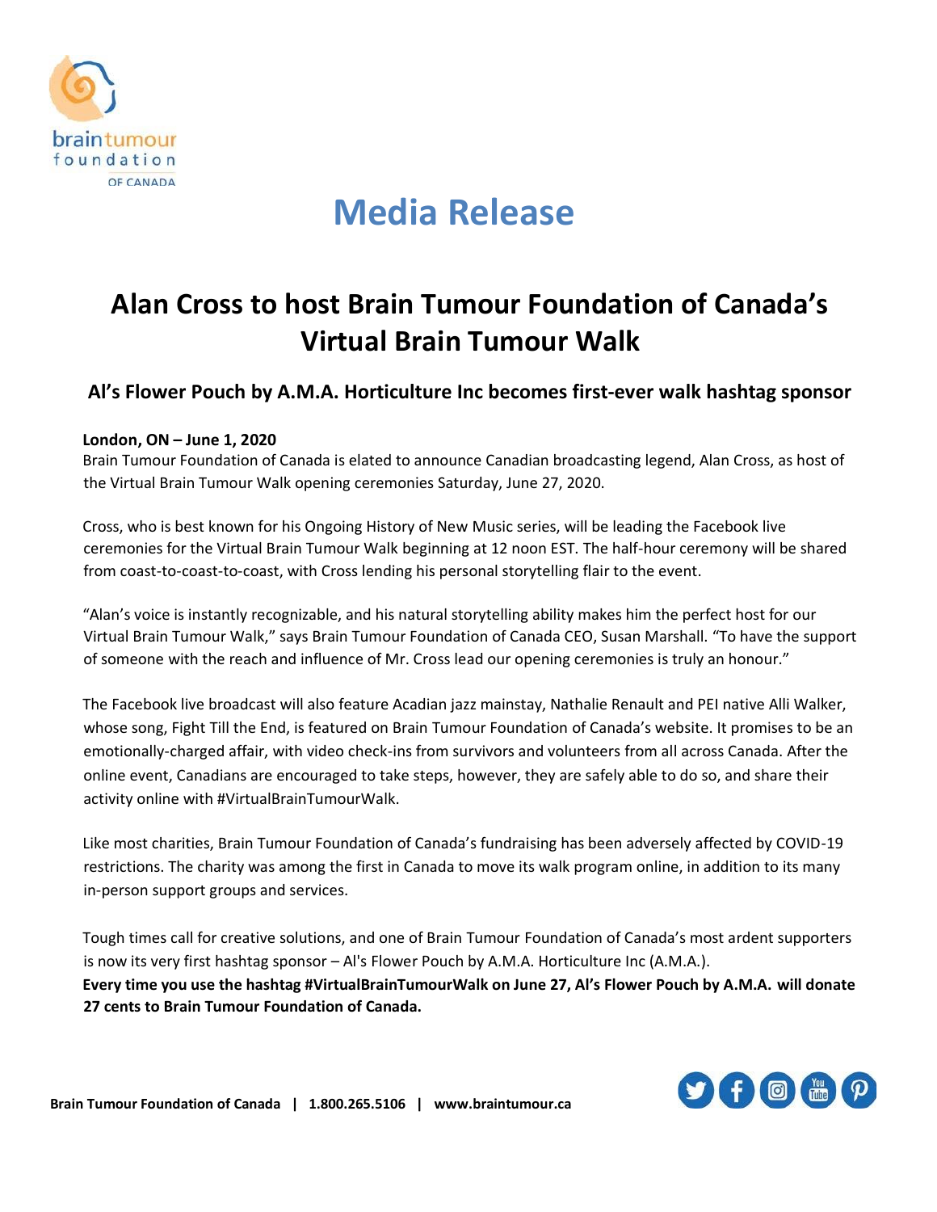# Media Release

## Alan Cross to host Brain Tumour Foundation of Canada's Virtual Brain Tumour Walk

### Al's Flower Pouch by A.M.A. Horticulture Inc becomes first-ever walk hashtag sponsor

**London, ON – June 1, 2020**

Brain Tumour Foundation of Canada is elated to announce Canadian broadcasting legend, Alan Cross, as host of the Virtual Brain Tumour Walk opening ceremonies Saturday, June 27, 2020.

Cross, who is best known for his Ongoing History of New Music series, will be leading the Facebook live ceremonies for the Virtual Brain Tumour Walk beginning at 12 noon EST. The half-hour ceremony will be shared from coast-to-coast-to-coast, with Cross lending his personal storytelling flair to the event.

"Alan's voice is instantly recognizable, and his natural storytelling ability makes him the perfect host for our Virtual Brain Tumour Walk," says Brain Tumour Foundation of Canada CEO, Susan Marshall. "To have the support of someone with the reach and influence of Mr. Cross lead our opening ceremonies is truly an honour."

The Facebook live broadcast will also feature Acadian jazz mainstay, Nathalie Renault and PEI native Alli Walker, whose song, Fight Till the End, is featured on Brain Tumour Foundation of Canada's website. It promises to be an emotionally-charged affair, with video check-ins from survivors and volunteers from all across Canada. After the online event, Canadians are encouraged to take steps, however, they are safely able to do so, and share their activity online with #VirtualBrainTumourWalk.

Like most charities, Brain Tumour Foundation of Canada's fundraising has been adversely affected by COVID-19 restrictions. The charity was among the first in Canada to move its walk program online, in addition to its many in-person support groups and services.

Tough times call for creative solutions, and one of Brain Tumour Foundation of Canada's most ardent supporters is now its very first hashtag sponsor – Al's Flower Pouch by A.M.A. Horticulture Inc (A.M.A.).
**Every time you use the hashtag #VirtualBrainTumourWalk on June 27, Al's Flower Pouch by A.M.A. will donate 27 cents to Brain Tumour Foundation of Canada.**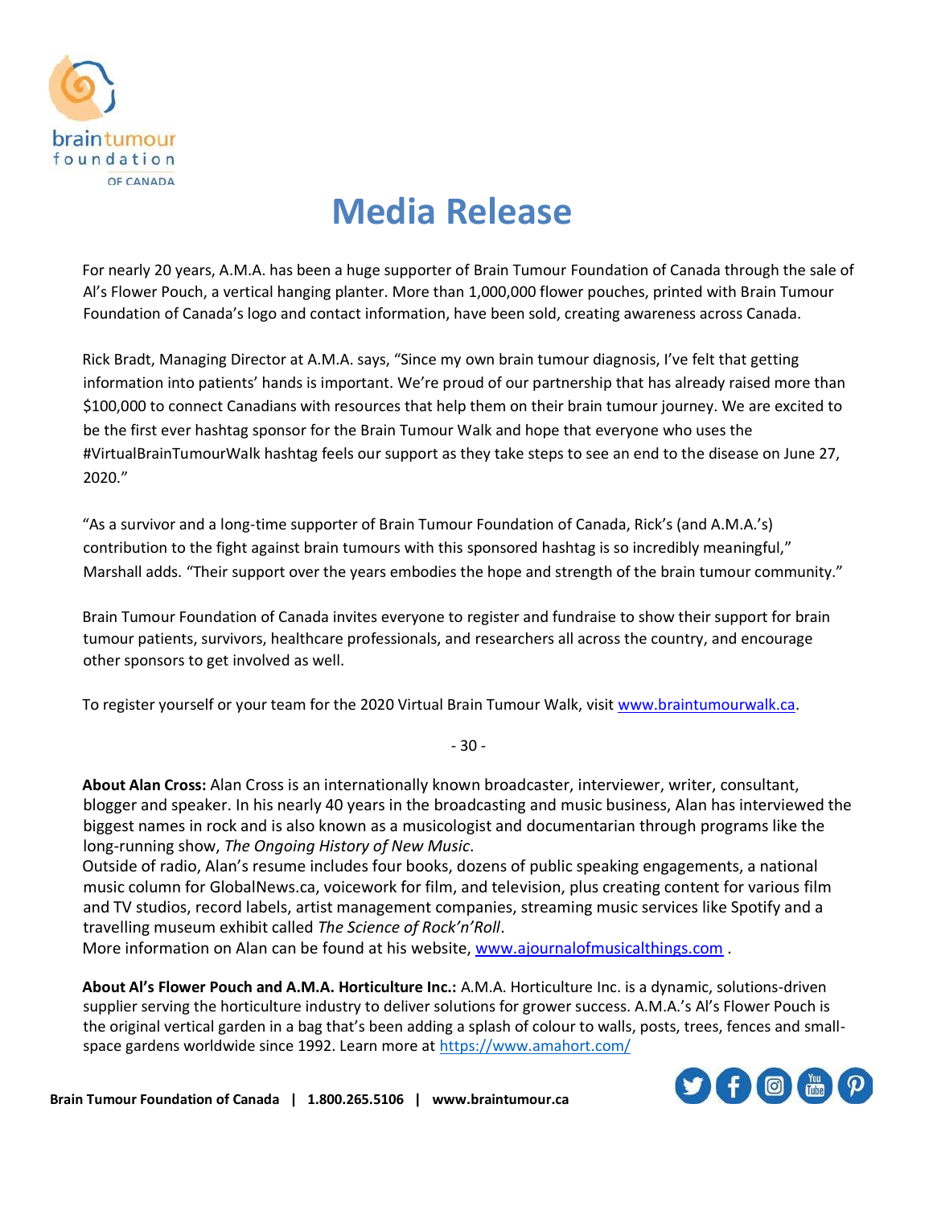# Media Release

For nearly 20 years, A.M.A. has been a huge supporter of Brain Tumour Foundation of Canada through the sale of Al's Flower Pouch, a vertical hanging planter. More than 1,000,000 flower pouches, printed with Brain Tumour Foundation of Canada's logo and contact information, have been sold, creating awareness across Canada.

Rick Bradt, Managing Director at A.M.A. says, "Since my own brain tumour diagnosis, I've felt that getting information into patients' hands is important. We're proud of our partnership that has already raised more than $100,000 to connect Canadians with resources that help them on their brain tumour journey. We are excited to be the first ever hashtag sponsor for the Brain Tumour Walk and hope that everyone who uses the #VirtualBrainTumourWalk hashtag feels our support as they take steps to see an end to the disease on June 27, 2020."

"As a survivor and a long-time supporter of Brain Tumour Foundation of Canada, Rick's (and A.M.A.'s) contribution to the fight against brain tumours with this sponsored hashtag is so incredibly meaningful," Marshall adds. "Their support over the years embodies the hope and strength of the brain tumour community."

Brain Tumour Foundation of Canada invites everyone to register and fundraise to show their support for brain tumour patients, survivors, healthcare professionals, and researchers all across the country, and encourage other sponsors to get involved as well.

To register yourself or your team for the 2020 Virtual Brain Tumour Walk, visit www.braintumourwalk.ca.

- 30 -

**About Alan Cross:** Alan Cross is an internationally known broadcaster, interviewer, writer, consultant, blogger and speaker. In his nearly 40 years in the broadcasting and music business, Alan has interviewed the biggest names in rock and is also known as a musicologist and documentarian through programs like the long-running show, *The Ongoing History of New Music*.

Outside of radio, Alan's resume includes four books, dozens of public speaking engagements, a national music column for GlobalNews.ca, voicework for film, and television, plus creating content for various film and TV studios, record labels, artist management companies, streaming music services like Spotify and a travelling museum exhibit called *The Science of Rock'n'Roll*.

More information on Alan can be found at his website, www.ajournalofmusicalthings.com .

**About Al's Flower Pouch and A.M.A. Horticulture Inc.:** A.M.A. Horticulture Inc. is a dynamic, solutions-driven supplier serving the horticulture industry to deliver solutions for grower success. A.M.A.'s Al's Flower Pouch is the original vertical garden in a bag that's been adding a splash of colour to walls, posts, trees, fences and small-space gardens worldwide since 1992. Learn more at https://www.amahort.com/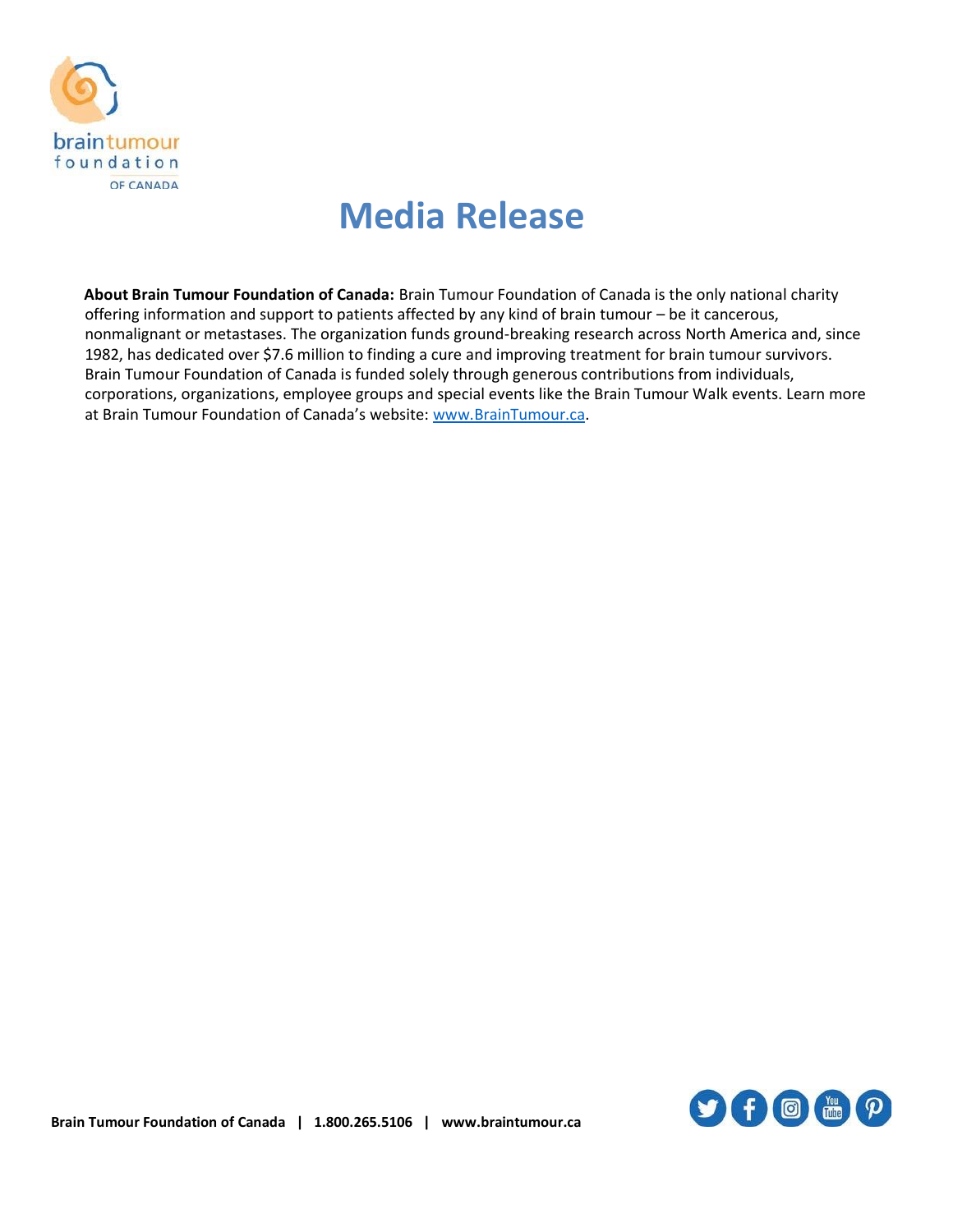# Media Release

**About Brain Tumour Foundation of Canada:** Brain Tumour Foundation of Canada is the only national charity offering information and support to patients affected by any kind of brain tumour – be it cancerous, nonmalignant or metastases. The organization funds ground-breaking research across North America and, since 1982, has dedicated over $7.6 million to finding a cure and improving treatment for brain tumour survivors. Brain Tumour Foundation of Canada is funded solely through generous contributions from individuals, corporations, organizations, employee groups and special events like the Brain Tumour Walk events. Learn more at Brain Tumour Foundation of Canada's website: [www.BrainTumour.ca](http://www.BrainTumour.ca).